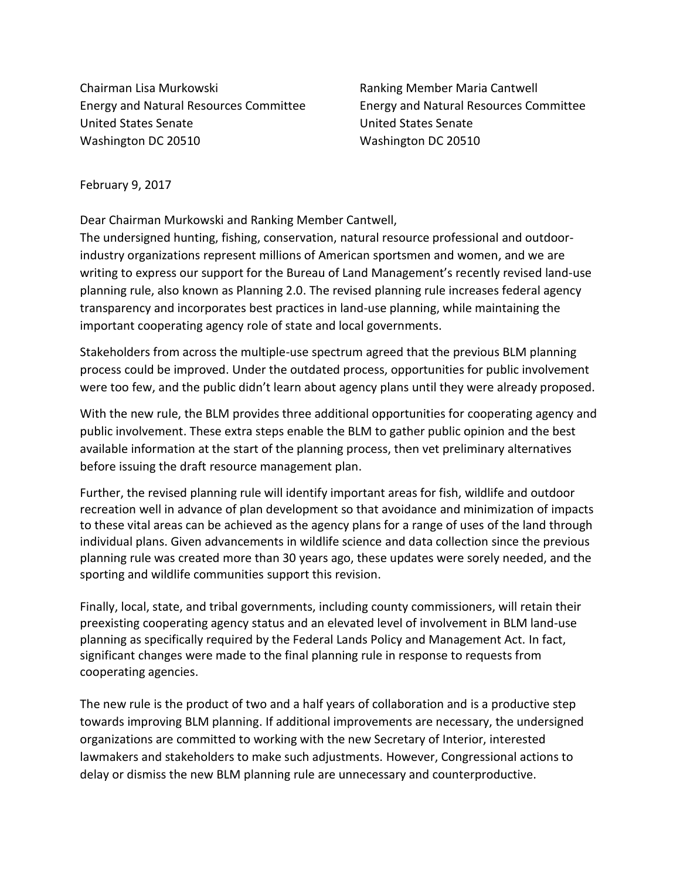Chairman Lisa Murkowski
Energy and Natural Resources Committee
United States Senate
Washington DC 20510

Ranking Member Maria Cantwell
Energy and Natural Resources Committee
United States Senate
Washington DC 20510

February 9, 2017

Dear Chairman Murkowski and Ranking Member Cantwell,

The undersigned hunting, fishing, conservation, natural resource professional and outdoor-industry organizations represent millions of American sportsmen and women, and we are writing to express our support for the Bureau of Land Management's recently revised land-use planning rule, also known as Planning 2.0. The revised planning rule increases federal agency transparency and incorporates best practices in land-use planning, while maintaining the important cooperating agency role of state and local governments.

Stakeholders from across the multiple-use spectrum agreed that the previous BLM planning process could be improved. Under the outdated process, opportunities for public involvement were too few, and the public didn't learn about agency plans until they were already proposed.

With the new rule, the BLM provides three additional opportunities for cooperating agency and public involvement. These extra steps enable the BLM to gather public opinion and the best available information at the start of the planning process, then vet preliminary alternatives before issuing the draft resource management plan.

Further, the revised planning rule will identify important areas for fish, wildlife and outdoor recreation well in advance of plan development so that avoidance and minimization of impacts to these vital areas can be achieved as the agency plans for a range of uses of the land through individual plans. Given advancements in wildlife science and data collection since the previous planning rule was created more than 30 years ago, these updates were sorely needed, and the sporting and wildlife communities support this revision.

Finally, local, state, and tribal governments, including county commissioners, will retain their preexisting cooperating agency status and an elevated level of involvement in BLM land-use planning as specifically required by the Federal Lands Policy and Management Act. In fact, significant changes were made to the final planning rule in response to requests from cooperating agencies.

The new rule is the product of two and a half years of collaboration and is a productive step towards improving BLM planning. If additional improvements are necessary, the undersigned organizations are committed to working with the new Secretary of Interior, interested lawmakers and stakeholders to make such adjustments. However, Congressional actions to delay or dismiss the new BLM planning rule are unnecessary and counterproductive.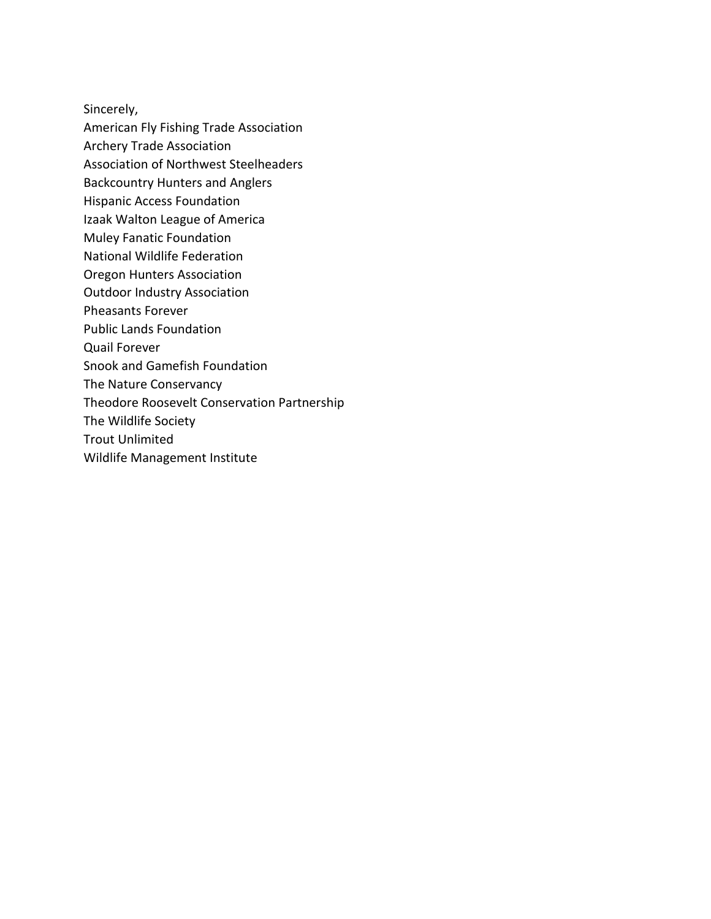Sincerely,

American Fly Fishing Trade Association  
Archery Trade Association  
Association of Northwest Steelheaders  
Backcountry Hunters and Anglers  
Hispanic Access Foundation  
Izaak Walton League of America  
Muley Fanatic Foundation  
National Wildlife Federation  
Oregon Hunters Association  
Outdoor Industry Association  
Pheasants Forever  
Public Lands Foundation  
Quail Forever  
Snook and Gamefish Foundation  
The Nature Conservancy  
Theodore Roosevelt Conservation Partnership  
The Wildlife Society  
Trout Unlimited  
Wildlife Management Institute